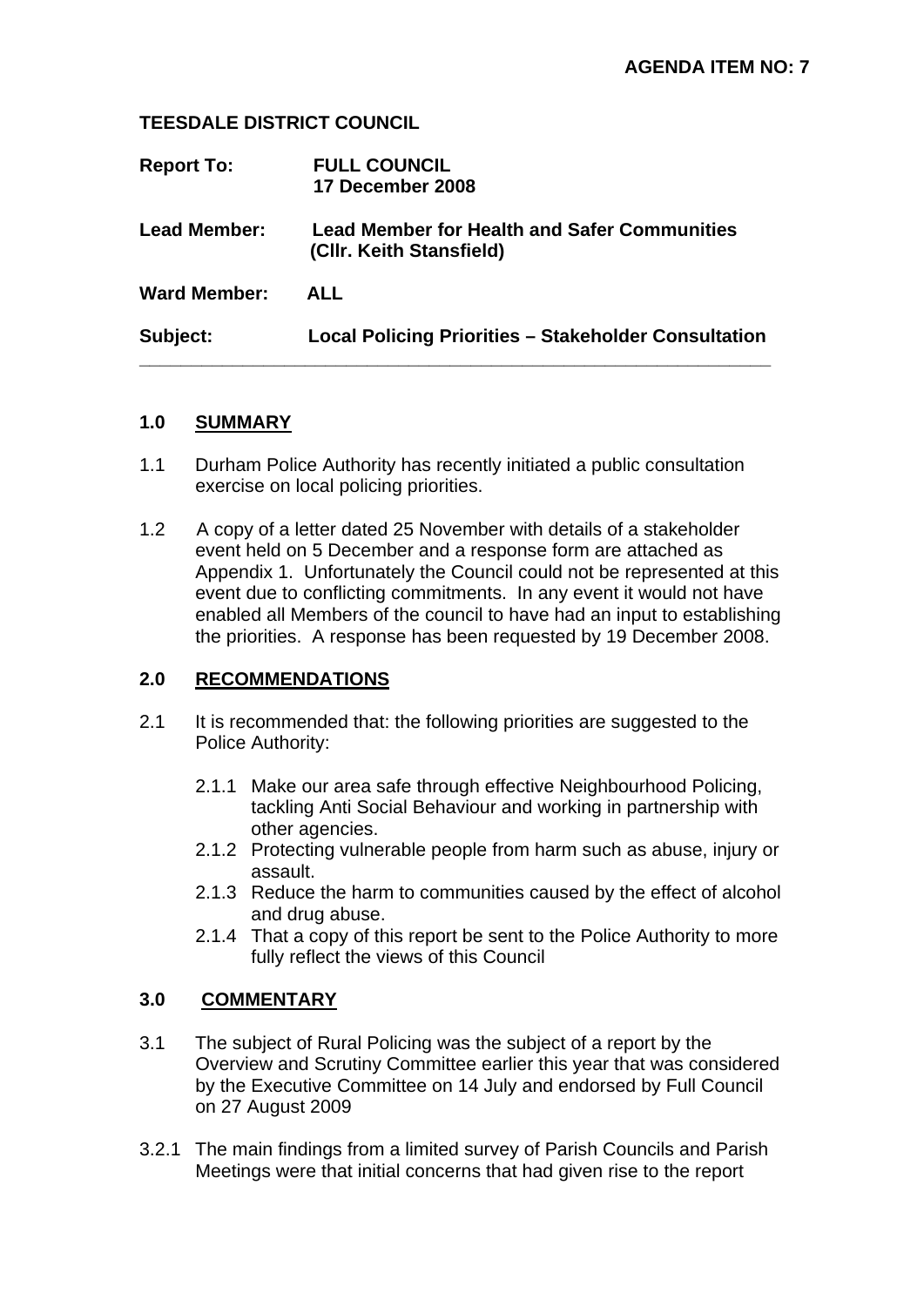**AGENDA ITEM NO: 7**

**TEESDALE DISTRICT COUNCIL**

**Report To:** **FULL COUNCIL**
**17 December 2008**

**Lead Member:** **Lead Member for Health and Safer Communities (Cllr. Keith Stansfield)**

**Ward Member:** **ALL**

**Subject:** **Local Policing Priorities – Stakeholder Consultation**

---

## 1.0 SUMMARY

1.1 Durham Police Authority has recently initiated a public consultation exercise on local policing priorities.

1.2 A copy of a letter dated 25 November with details of a stakeholder event held on 5 December and a response form are attached as Appendix 1. Unfortunately the Council could not be represented at this event due to conflicting commitments. In any event it would not have enabled all Members of the council to have had an input to establishing the priorities. A response has been requested by 19 December 2008.

## 2.0 RECOMMENDATIONS

2.1 It is recommended that: the following priorities are suggested to the Police Authority:

2.1.1 Make our area safe through effective Neighbourhood Policing, tackling Anti Social Behaviour and working in partnership with other agencies.

2.1.2 Protecting vulnerable people from harm such as abuse, injury or assault.

2.1.3 Reduce the harm to communities caused by the effect of alcohol and drug abuse.

2.1.4 That a copy of this report be sent to the Police Authority to more fully reflect the views of this Council

## 3.0 COMMENTARY

3.1 The subject of Rural Policing was the subject of a report by the Overview and Scrutiny Committee earlier this year that was considered by the Executive Committee on 14 July and endorsed by Full Council on 27 August 2009

3.2.1 The main findings from a limited survey of Parish Councils and Parish Meetings were that initial concerns that had given rise to the report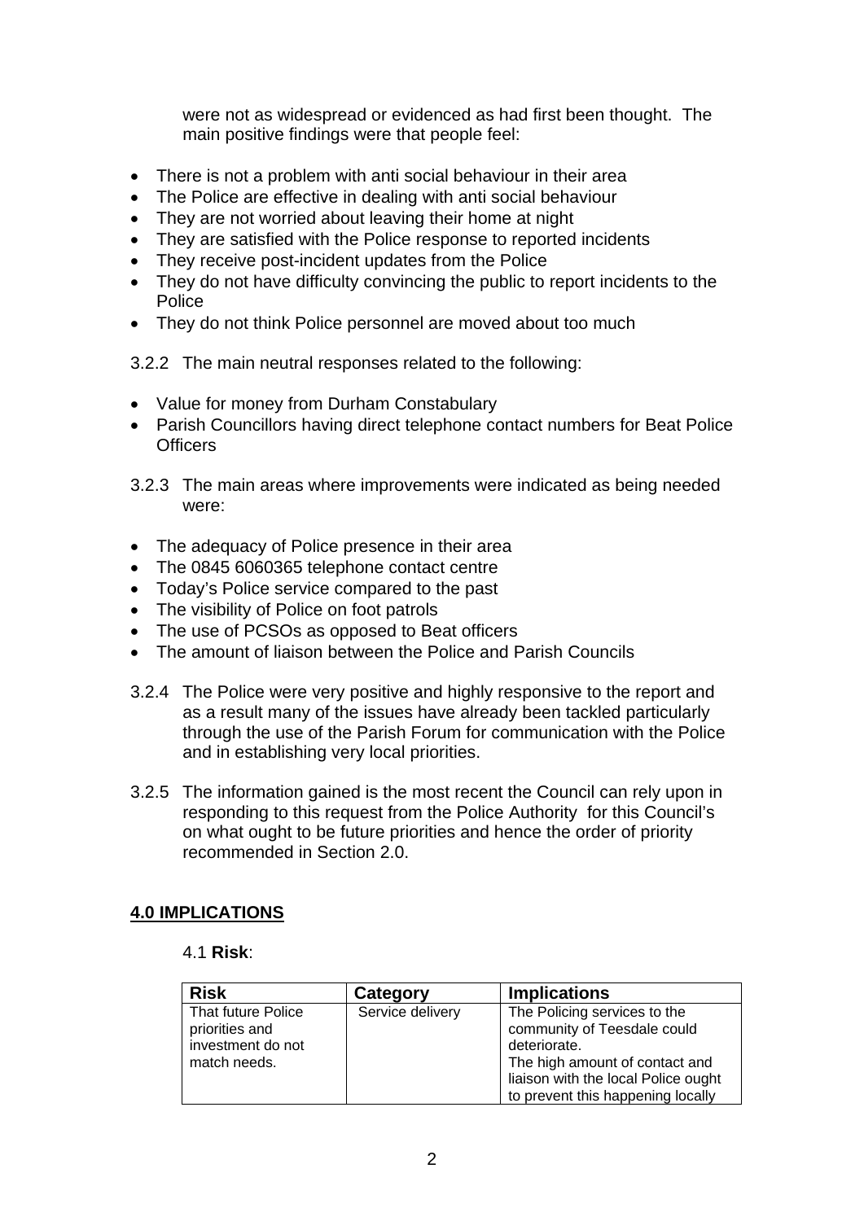were not as widespread or evidenced as had first been thought. The main positive findings were that people feel:

- There is not a problem with anti social behaviour in their area
- The Police are effective in dealing with anti social behaviour
- They are not worried about leaving their home at night
- They are satisfied with the Police response to reported incidents
- They receive post-incident updates from the Police
- They do not have difficulty convincing the public to report incidents to the Police
- They do not think Police personnel are moved about too much

3.2.2 The main neutral responses related to the following:

- Value for money from Durham Constabulary
- Parish Councillors having direct telephone contact numbers for Beat Police Officers

3.2.3 The main areas where improvements were indicated as being needed were:

- The adequacy of Police presence in their area
- The 0845 6060365 telephone contact centre
- Today's Police service compared to the past
- The visibility of Police on foot patrols
- The use of PCSOs as opposed to Beat officers
- The amount of liaison between the Police and Parish Councils

3.2.4 The Police were very positive and highly responsive to the report and as a result many of the issues have already been tackled particularly through the use of the Parish Forum for communication with the Police and in establishing very local priorities.

3.2.5 The information gained is the most recent the Council can rely upon in responding to this request from the Police Authority for this Council's on what ought to be future priorities and hence the order of priority recommended in Section 2.0.

## 4.0 IMPLICATIONS

4.1 **Risk**:

| Risk | Category | Implications |
|---|---|---|
| That future Police priorities and investment do not match needs. | Service delivery | The Policing services to the community of Teesdale could deteriorate. The high amount of contact and liaison with the local Police ought to prevent this happening locally |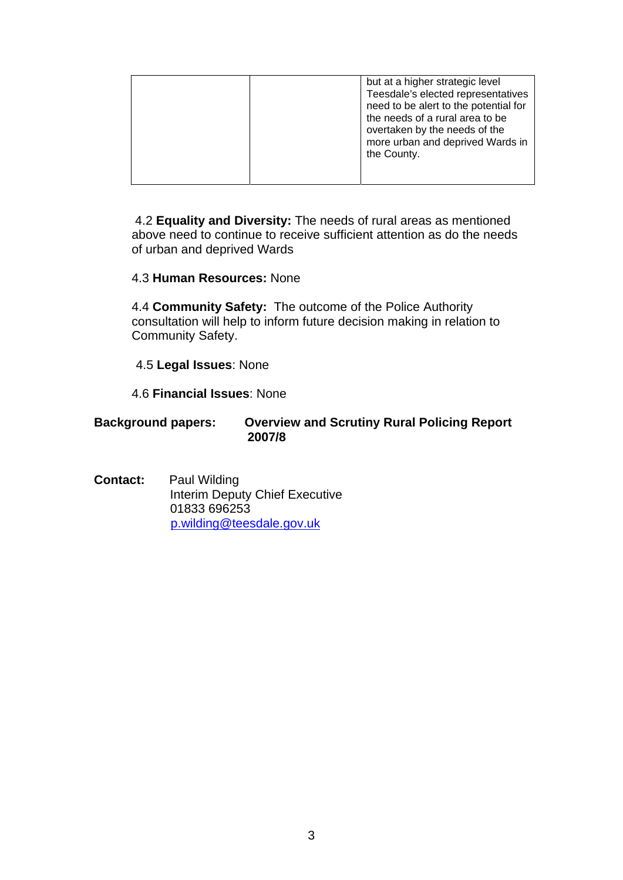| | | |
|---|---|---|
| | | but at a higher strategic level Teesdale's elected representatives need to be alert to the potential for the needs of a rural area to be overtaken by the needs of the more urban and deprived Wards in the County. |

4.2 **Equality and Diversity:** The needs of rural areas as mentioned above need to continue to receive sufficient attention as do the needs of urban and deprived Wards

4.3 **Human Resources:** None

4.4 **Community Safety:** The outcome of the Police Authority consultation will help to inform future decision making in relation to Community Safety.

4.5 **Legal Issues**: None

4.6 **Financial Issues**: None

**Background papers:** **Overview and Scrutiny Rural Policing Report 2007/8**

**Contact:** Paul Wilding
Interim Deputy Chief Executive
01833 696253
p.wilding@teesdale.gov.uk